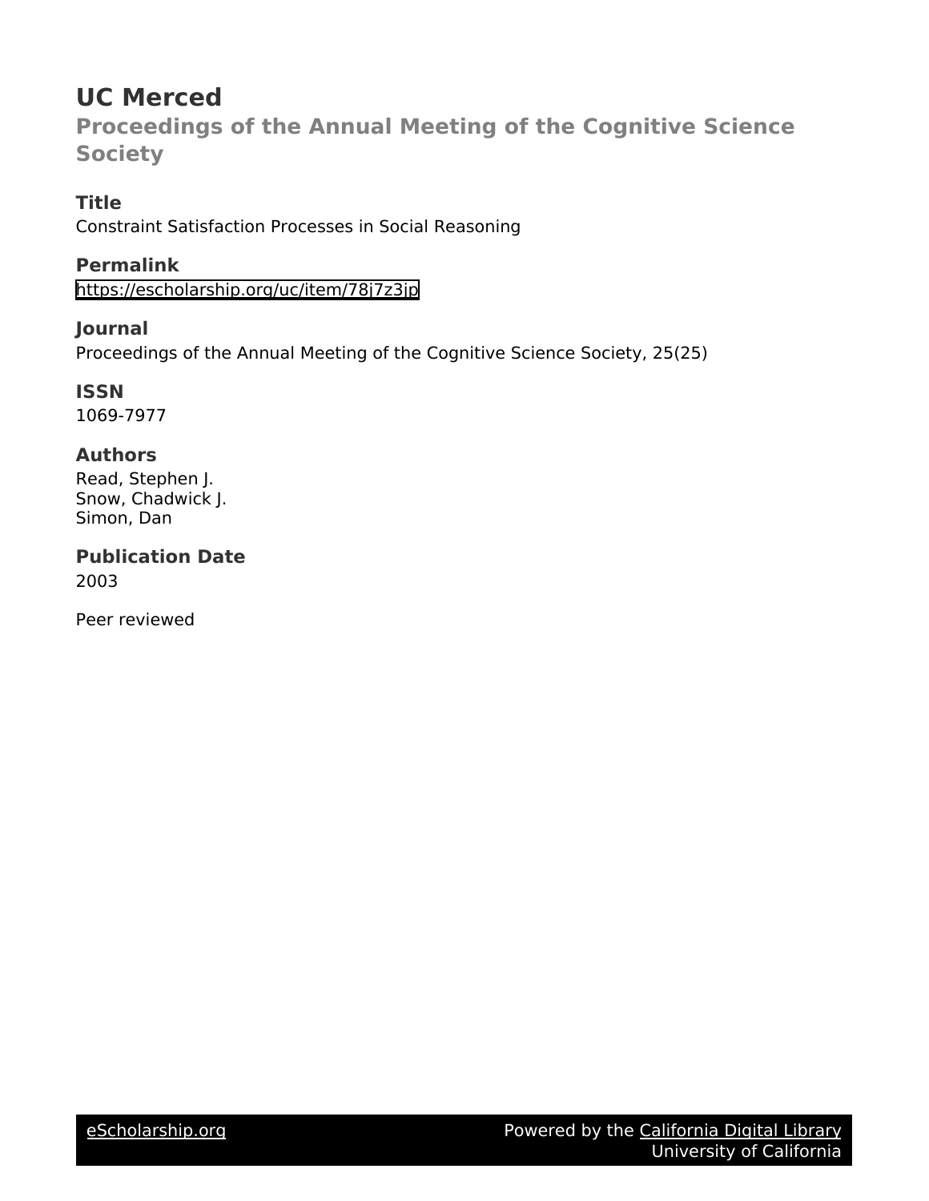# UC Merced

## Proceedings of the Annual Meeting of the Cognitive Science Society

### Title

Constraint Satisfaction Processes in Social Reasoning

### Permalink

https://escholarship.org/uc/item/78j7z3jp

### Journal

Proceedings of the Annual Meeting of the Cognitive Science Society, 25(25)

### ISSN

1069-7977

### Authors

Read, Stephen J.
Snow, Chadwick J.
Simon, Dan

### Publication Date

2003

Peer reviewed

eScholarship.org Powered by the California Digital Library University of California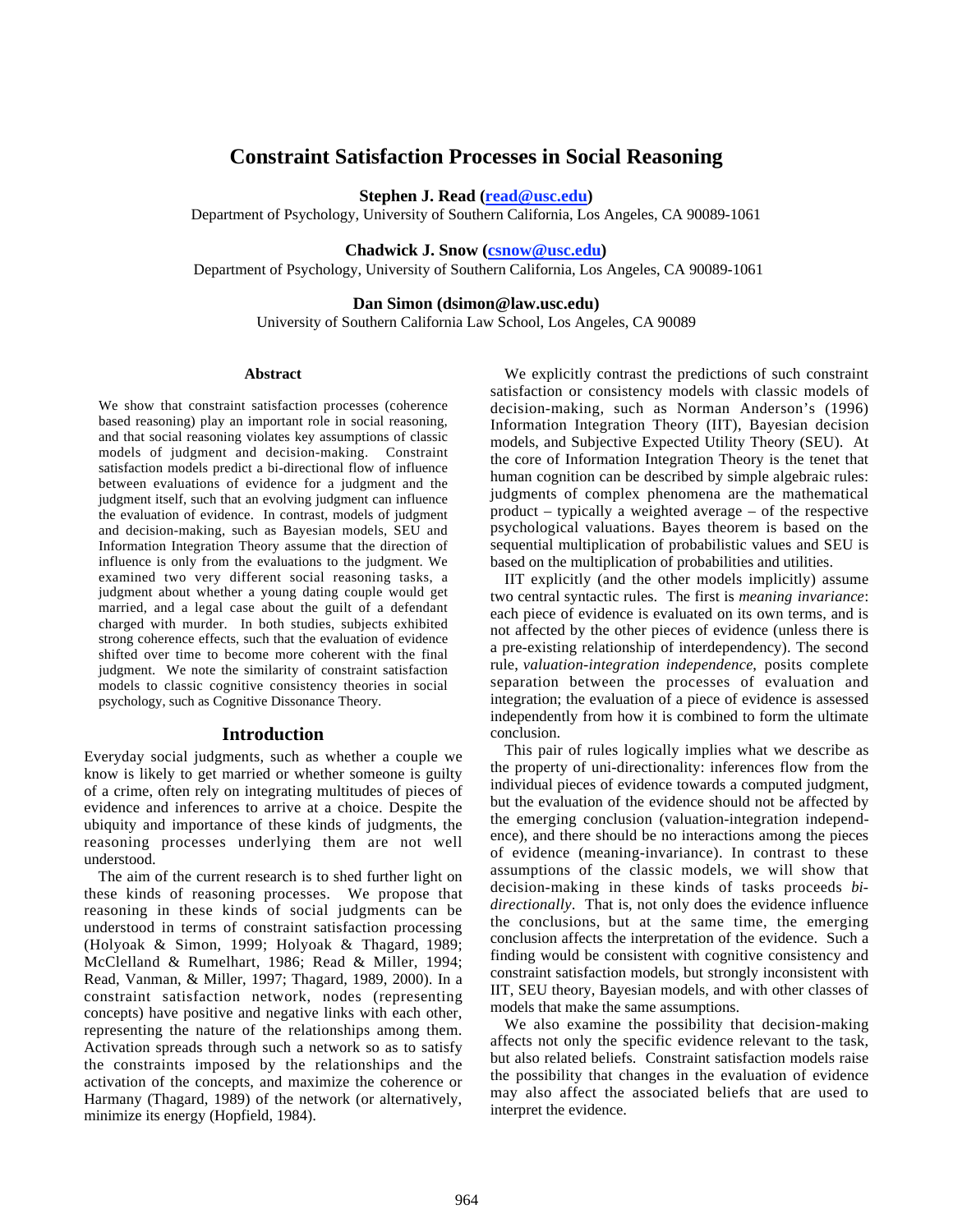# Constraint Satisfaction Processes in Social Reasoning

**Stephen J. Read (read@usc.edu)**
Department of Psychology, University of Southern California, Los Angeles, CA 90089-1061

**Chadwick J. Snow (csnow@usc.edu)**
Department of Psychology, University of Southern California, Los Angeles, CA 90089-1061

**Dan Simon (dsimon@law.usc.edu)**
University of Southern California Law School, Los Angeles, CA 90089

## Abstract

We show that constraint satisfaction processes (coherence based reasoning) play an important role in social reasoning, and that social reasoning violates key assumptions of classic models of judgment and decision-making. Constraint satisfaction models predict a bi-directional flow of influence between evaluations of evidence for a judgment and the judgment itself, such that an evolving judgment can influence the evaluation of evidence. In contrast, models of judgment and decision-making, such as Bayesian models, SEU and Information Integration Theory assume that the direction of influence is only from the evaluations to the judgment. We examined two very different social reasoning tasks, a judgment about whether a young dating couple would get married, and a legal case about the guilt of a defendant charged with murder. In both studies, subjects exhibited strong coherence effects, such that the evaluation of evidence shifted over time to become more coherent with the final judgment. We note the similarity of constraint satisfaction models to classic cognitive consistency theories in social psychology, such as Cognitive Dissonance Theory.

## Introduction

Everyday social judgments, such as whether a couple we know is likely to get married or whether someone is guilty of a crime, often rely on integrating multitudes of pieces of evidence and inferences to arrive at a choice. Despite the ubiquity and importance of these kinds of judgments, the reasoning processes underlying them are not well understood.

The aim of the current research is to shed further light on these kinds of reasoning processes. We propose that reasoning in these kinds of social judgments can be understood in terms of constraint satisfaction processing (Holyoak & Simon, 1999; Holyoak & Thagard, 1989; McClelland & Rumelhart, 1986; Read & Miller, 1994; Read, Vanman, & Miller, 1997; Thagard, 1989, 2000). In a constraint satisfaction network, nodes (representing concepts) have positive and negative links with each other, representing the nature of the relationships among them. Activation spreads through such a network so as to satisfy the constraints imposed by the relationships and the activation of the concepts, and maximize the coherence or Harmany (Thagard, 1989) of the network (or alternatively, minimize its energy (Hopfield, 1984).

We explicitly contrast the predictions of such constraint satisfaction or consistency models with classic models of decision-making, such as Norman Anderson's (1996) Information Integration Theory (IIT), Bayesian decision models, and Subjective Expected Utility Theory (SEU). At the core of Information Integration Theory is the tenet that human cognition can be described by simple algebraic rules: judgments of complex phenomena are the mathematical product – typically a weighted average – of the respective psychological valuations. Bayes theorem is based on the sequential multiplication of probabilistic values and SEU is based on the multiplication of probabilities and utilities.

IIT explicitly (and the other models implicitly) assume two central syntactic rules. The first is *meaning invariance*: each piece of evidence is evaluated on its own terms, and is not affected by the other pieces of evidence (unless there is a pre-existing relationship of interdependency). The second rule, *valuation-integration independence*, posits complete separation between the processes of evaluation and integration; the evaluation of a piece of evidence is assessed independently from how it is combined to form the ultimate conclusion.

This pair of rules logically implies what we describe as the property of uni-directionality: inferences flow from the individual pieces of evidence towards a computed judgment, but the evaluation of the evidence should not be affected by the emerging conclusion (valuation-integration independence), and there should be no interactions among the pieces of evidence (meaning-invariance). In contrast to these assumptions of the classic models, we will show that decision-making in these kinds of tasks proceeds *bi-directionally*. That is, not only does the evidence influence the conclusions, but at the same time, the emerging conclusion affects the interpretation of the evidence. Such a finding would be consistent with cognitive consistency and constraint satisfaction models, but strongly inconsistent with IIT, SEU theory, Bayesian models, and with other classes of models that make the same assumptions.

We also examine the possibility that decision-making affects not only the specific evidence relevant to the task, but also related beliefs. Constraint satisfaction models raise the possibility that changes in the evaluation of evidence may also affect the associated beliefs that are used to interpret the evidence.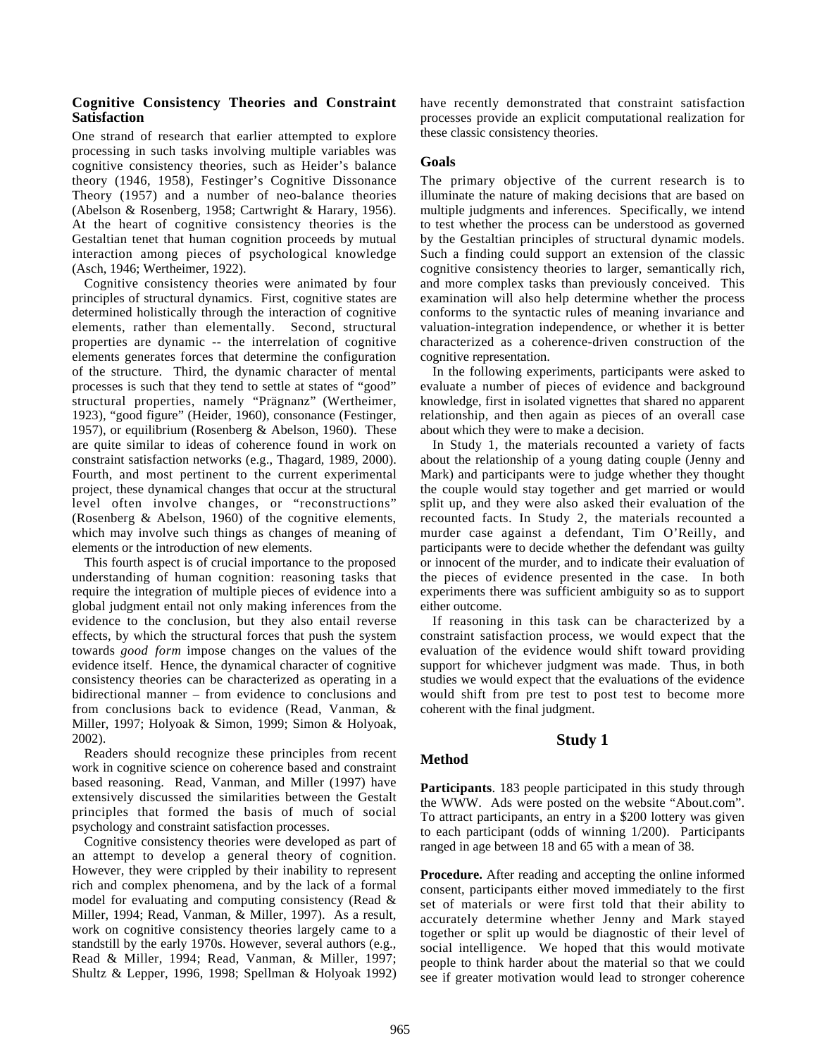## Cognitive Consistency Theories and Constraint Satisfaction

One strand of research that earlier attempted to explore processing in such tasks involving multiple variables was cognitive consistency theories, such as Heider's balance theory (1946, 1958), Festinger's Cognitive Dissonance Theory (1957) and a number of neo-balance theories (Abelson & Rosenberg, 1958; Cartwright & Harary, 1956). At the heart of cognitive consistency theories is the Gestaltian tenet that human cognition proceeds by mutual interaction among pieces of psychological knowledge (Asch, 1946; Wertheimer, 1922).

Cognitive consistency theories were animated by four principles of structural dynamics. First, cognitive states are determined holistically through the interaction of cognitive elements, rather than elementally. Second, structural properties are dynamic -- the interrelation of cognitive elements generates forces that determine the configuration of the structure. Third, the dynamic character of mental processes is such that they tend to settle at states of "good" structural properties, namely "Prägnanz" (Wertheimer, 1923), "good figure" (Heider, 1960), consonance (Festinger, 1957), or equilibrium (Rosenberg & Abelson, 1960). These are quite similar to ideas of coherence found in work on constraint satisfaction networks (e.g., Thagard, 1989, 2000). Fourth, and most pertinent to the current experimental project, these dynamical changes that occur at the structural level often involve changes, or "reconstructions" (Rosenberg & Abelson, 1960) of the cognitive elements, which may involve such things as changes of meaning of elements or the introduction of new elements.

This fourth aspect is of crucial importance to the proposed understanding of human cognition: reasoning tasks that require the integration of multiple pieces of evidence into a global judgment entail not only making inferences from the evidence to the conclusion, but they also entail reverse effects, by which the structural forces that push the system towards *good form* impose changes on the values of the evidence itself. Hence, the dynamical character of cognitive consistency theories can be characterized as operating in a bidirectional manner – from evidence to conclusions and from conclusions back to evidence (Read, Vanman, & Miller, 1997; Holyoak & Simon, 1999; Simon & Holyoak, 2002).

Readers should recognize these principles from recent work in cognitive science on coherence based and constraint based reasoning. Read, Vanman, and Miller (1997) have extensively discussed the similarities between the Gestalt principles that formed the basis of much of social psychology and constraint satisfaction processes.

Cognitive consistency theories were developed as part of an attempt to develop a general theory of cognition. However, they were crippled by their inability to represent rich and complex phenomena, and by the lack of a formal model for evaluating and computing consistency (Read & Miller, 1994; Read, Vanman, & Miller, 1997). As a result, work on cognitive consistency theories largely came to a standstill by the early 1970s. However, several authors (e.g., Read & Miller, 1994; Read, Vanman, & Miller, 1997; Shultz & Lepper, 1996, 1998; Spellman & Holyoak 1992) have recently demonstrated that constraint satisfaction processes provide an explicit computational realization for these classic consistency theories.

## Goals

The primary objective of the current research is to illuminate the nature of making decisions that are based on multiple judgments and inferences. Specifically, we intend to test whether the process can be understood as governed by the Gestaltian principles of structural dynamic models. Such a finding could support an extension of the classic cognitive consistency theories to larger, semantically rich, and more complex tasks than previously conceived. This examination will also help determine whether the process conforms to the syntactic rules of meaning invariance and valuation-integration independence, or whether it is better characterized as a coherence-driven construction of the cognitive representation.

In the following experiments, participants were asked to evaluate a number of pieces of evidence and background knowledge, first in isolated vignettes that shared no apparent relationship, and then again as pieces of an overall case about which they were to make a decision.

In Study 1, the materials recounted a variety of facts about the relationship of a young dating couple (Jenny and Mark) and participants were to judge whether they thought the couple would stay together and get married or would split up, and they were also asked their evaluation of the recounted facts. In Study 2, the materials recounted a murder case against a defendant, Tim O'Reilly, and participants were to decide whether the defendant was guilty or innocent of the murder, and to indicate their evaluation of the pieces of evidence presented in the case. In both experiments there was sufficient ambiguity so as to support either outcome.

If reasoning in this task can be characterized by a constraint satisfaction process, we would expect that the evaluation of the evidence would shift toward providing support for whichever judgment was made. Thus, in both studies we would expect that the evaluations of the evidence would shift from pre test to post test to become more coherent with the final judgment.

# Study 1

## Method

**Participants**. 183 people participated in this study through the WWW. Ads were posted on the website "About.com". To attract participants, an entry in a $200 lottery was given to each participant (odds of winning 1/200). Participants ranged in age between 18 and 65 with a mean of 38.

**Procedure.** After reading and accepting the online informed consent, participants either moved immediately to the first set of materials or were first told that their ability to accurately determine whether Jenny and Mark stayed together or split up would be diagnostic of their level of social intelligence. We hoped that this would motivate people to think harder about the material so that we could see if greater motivation would lead to stronger coherence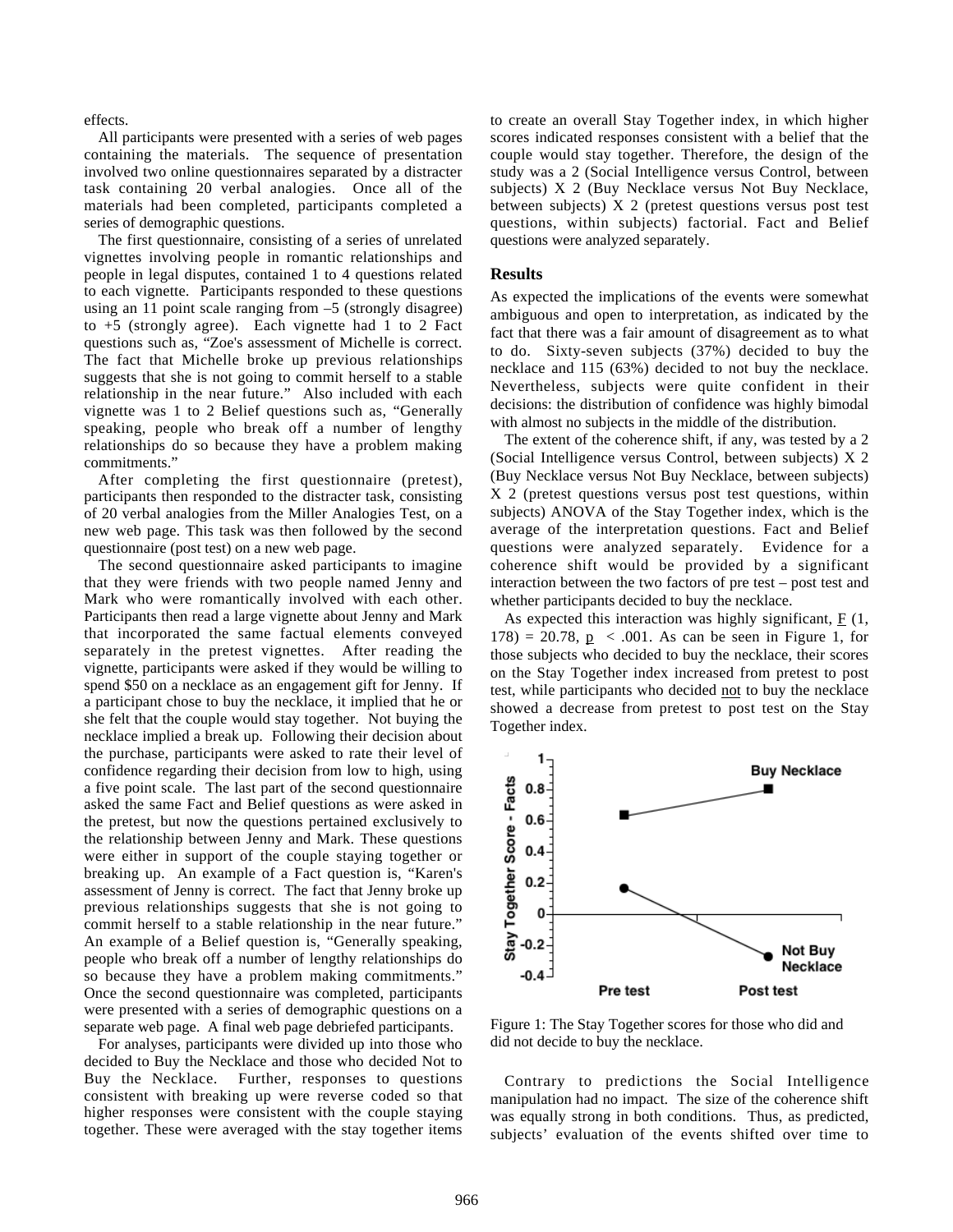effects.

All participants were presented with a series of web pages containing the materials. The sequence of presentation involved two online questionnaires separated by a distracter task containing 20 verbal analogies. Once all of the materials had been completed, participants completed a series of demographic questions.

The first questionnaire, consisting of a series of unrelated vignettes involving people in romantic relationships and people in legal disputes, contained 1 to 4 questions related to each vignette. Participants responded to these questions using an 11 point scale ranging from –5 (strongly disagree) to +5 (strongly agree). Each vignette had 1 to 2 Fact questions such as, "Zoe's assessment of Michelle is correct. The fact that Michelle broke up previous relationships suggests that she is not going to commit herself to a stable relationship in the near future." Also included with each vignette was 1 to 2 Belief questions such as, "Generally speaking, people who break off a number of lengthy relationships do so because they have a problem making commitments."

After completing the first questionnaire (pretest), participants then responded to the distracter task, consisting of 20 verbal analogies from the Miller Analogies Test, on a new web page. This task was then followed by the second questionnaire (post test) on a new web page.

The second questionnaire asked participants to imagine that they were friends with two people named Jenny and Mark who were romantically involved with each other. Participants then read a large vignette about Jenny and Mark that incorporated the same factual elements conveyed separately in the pretest vignettes. After reading the vignette, participants were asked if they would be willing to spend $50 on a necklace as an engagement gift for Jenny. If a participant chose to buy the necklace, it implied that he or she felt that the couple would stay together. Not buying the necklace implied a break up. Following their decision about the purchase, participants were asked to rate their level of confidence regarding their decision from low to high, using a five point scale. The last part of the second questionnaire asked the same Fact and Belief questions as were asked in the pretest, but now the questions pertained exclusively to the relationship between Jenny and Mark. These questions were either in support of the couple staying together or breaking up. An example of a Fact question is, "Karen's assessment of Jenny is correct. The fact that Jenny broke up previous relationships suggests that she is not going to commit herself to a stable relationship in the near future." An example of a Belief question is, "Generally speaking, people who break off a number of lengthy relationships do so because they have a problem making commitments." Once the second questionnaire was completed, participants were presented with a series of demographic questions on a separate web page. A final web page debriefed participants.

For analyses, participants were divided up into those who decided to Buy the Necklace and those who decided Not to Buy the Necklace. Further, responses to questions consistent with breaking up were reverse coded so that higher responses were consistent with the couple staying together. These were averaged with the stay together items to create an overall Stay Together index, in which higher scores indicated responses consistent with a belief that the couple would stay together. Therefore, the design of the study was a 2 (Social Intelligence versus Control, between subjects) X 2 (Buy Necklace versus Not Buy Necklace, between subjects) X 2 (pretest questions versus post test questions, within subjects) factorial. Fact and Belief questions were analyzed separately.

## Results

As expected the implications of the events were somewhat ambiguous and open to interpretation, as indicated by the fact that there was a fair amount of disagreement as to what to do. Sixty-seven subjects (37%) decided to buy the necklace and 115 (63%) decided to not buy the necklace. Nevertheless, subjects were quite confident in their decisions: the distribution of confidence was highly bimodal with almost no subjects in the middle of the distribution.

The extent of the coherence shift, if any, was tested by a 2 (Social Intelligence versus Control, between subjects) X 2 (Buy Necklace versus Not Buy Necklace, between subjects) X 2 (pretest questions versus post test questions, within subjects) ANOVA of the Stay Together index, which is the average of the interpretation questions. Fact and Belief questions were analyzed separately. Evidence for a coherence shift would be provided by a significant interaction between the two factors of pre test – post test and whether participants decided to buy the necklace.

As expected this interaction was highly significant, $F(1, 178) = 20.78$, $p < .001$. As can be seen in Figure 1, for those subjects who decided to buy the necklace, their scores on the Stay Together index increased from pretest to post test, while participants who decided not to buy the necklace showed a decrease from pretest to post test on the Stay Together index.

Figure 1: The Stay Together scores for those who did and did not decide to buy the necklace.

Contrary to predictions the Social Intelligence manipulation had no impact. The size of the coherence shift was equally strong in both conditions. Thus, as predicted, subjects' evaluation of the events shifted over time to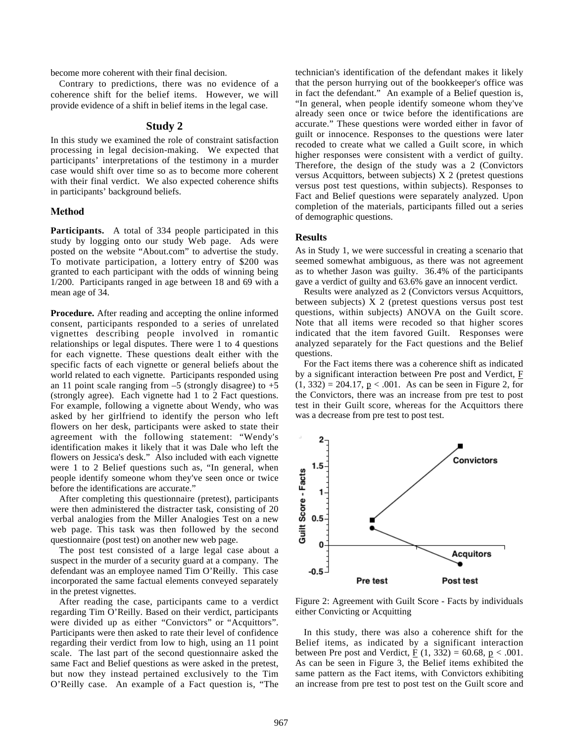become more coherent with their final decision.

Contrary to predictions, there was no evidence of a coherence shift for the belief items. However, we will provide evidence of a shift in belief items in the legal case.

## Study 2

In this study we examined the role of constraint satisfaction processing in legal decision-making. We expected that participants' interpretations of the testimony in a murder case would shift over time so as to become more coherent with their final verdict. We also expected coherence shifts in participants' background beliefs.

### Method

**Participants.** A total of 334 people participated in this study by logging onto our study Web page. Ads were posted on the website "About.com" to advertise the study. To motivate participation, a lottery entry of $200 was granted to each participant with the odds of winning being 1/200. Participants ranged in age between 18 and 69 with a mean age of 34.

**Procedure.** After reading and accepting the online informed consent, participants responded to a series of unrelated vignettes describing people involved in romantic relationships or legal disputes. There were 1 to 4 questions for each vignette. These questions dealt either with the specific facts of each vignette or general beliefs about the world related to each vignette. Participants responded using an 11 point scale ranging from –5 (strongly disagree) to +5 (strongly agree). Each vignette had 1 to 2 Fact questions. For example, following a vignette about Wendy, who was asked by her girlfriend to identify the person who left flowers on her desk, participants were asked to state their agreement with the following statement: "Wendy's identification makes it likely that it was Dale who left the flowers on Jessica's desk." Also included with each vignette were 1 to 2 Belief questions such as, "In general, when people identify someone whom they've seen once or twice before the identifications are accurate."

After completing this questionnaire (pretest), participants were then administered the distracter task, consisting of 20 verbal analogies from the Miller Analogies Test on a new web page. This task was then followed by the second questionnaire (post test) on another new web page.

The post test consisted of a large legal case about a suspect in the murder of a security guard at a company. The defendant was an employee named Tim O'Reilly. This case incorporated the same factual elements conveyed separately in the pretest vignettes.

After reading the case, participants came to a verdict regarding Tim O'Reilly. Based on their verdict, participants were divided up as either "Convictors" or "Acquittors". Participants were then asked to rate their level of confidence regarding their verdict from low to high, using an 11 point scale. The last part of the second questionnaire asked the same Fact and Belief questions as were asked in the pretest, but now they instead pertained exclusively to the Tim O'Reilly case. An example of a Fact question is, "The technician's identification of the defendant makes it likely that the person hurrying out of the bookkeeper's office was in fact the defendant." An example of a Belief question is, "In general, when people identify someone whom they've already seen once or twice before the identifications are accurate." These questions were worded either in favor of guilt or innocence. Responses to the questions were later recoded to create what we called a Guilt score, in which higher responses were consistent with a verdict of guilty. Therefore, the design of the study was a 2 (Convictors versus Acquittors, between subjects) X 2 (pretest questions versus post test questions, within subjects). Responses to Fact and Belief questions were separately analyzed. Upon completion of the materials, participants filled out a series of demographic questions.

### Results

As in Study 1, we were successful in creating a scenario that seemed somewhat ambiguous, as there was not agreement as to whether Jason was guilty. 36.4% of the participants gave a verdict of guilty and 63.6% gave an innocent verdict.

Results were analyzed as 2 (Convictors versus Acquittors, between subjects) X 2 (pretest questions versus post test questions, within subjects) ANOVA on the Guilt score. Note that all items were recoded so that higher scores indicated that the item favored Guilt. Responses were analyzed separately for the Fact questions and the Belief questions.

For the Fact items there was a coherence shift as indicated by a significant interaction between Pre post and Verdict, $F(1, 332) = 204.17$, $p < .001$. As can be seen in Figure 2, for the Convictors, there was an increase from pre test to post test in their Guilt score, whereas for the Acquittors there was a decrease from pre test to post test.

Figure 2: Agreement with Guilt Score - Facts by individuals either Convicting or Acquitting

In this study, there was also a coherence shift for the Belief items, as indicated by a significant interaction between Pre post and Verdict, $F(1, 332) = 60.68$, $p < .001$. As can be seen in Figure 3, the Belief items exhibited the same pattern as the Fact items, with Convictors exhibiting an increase from pre test to post test on the Guilt score and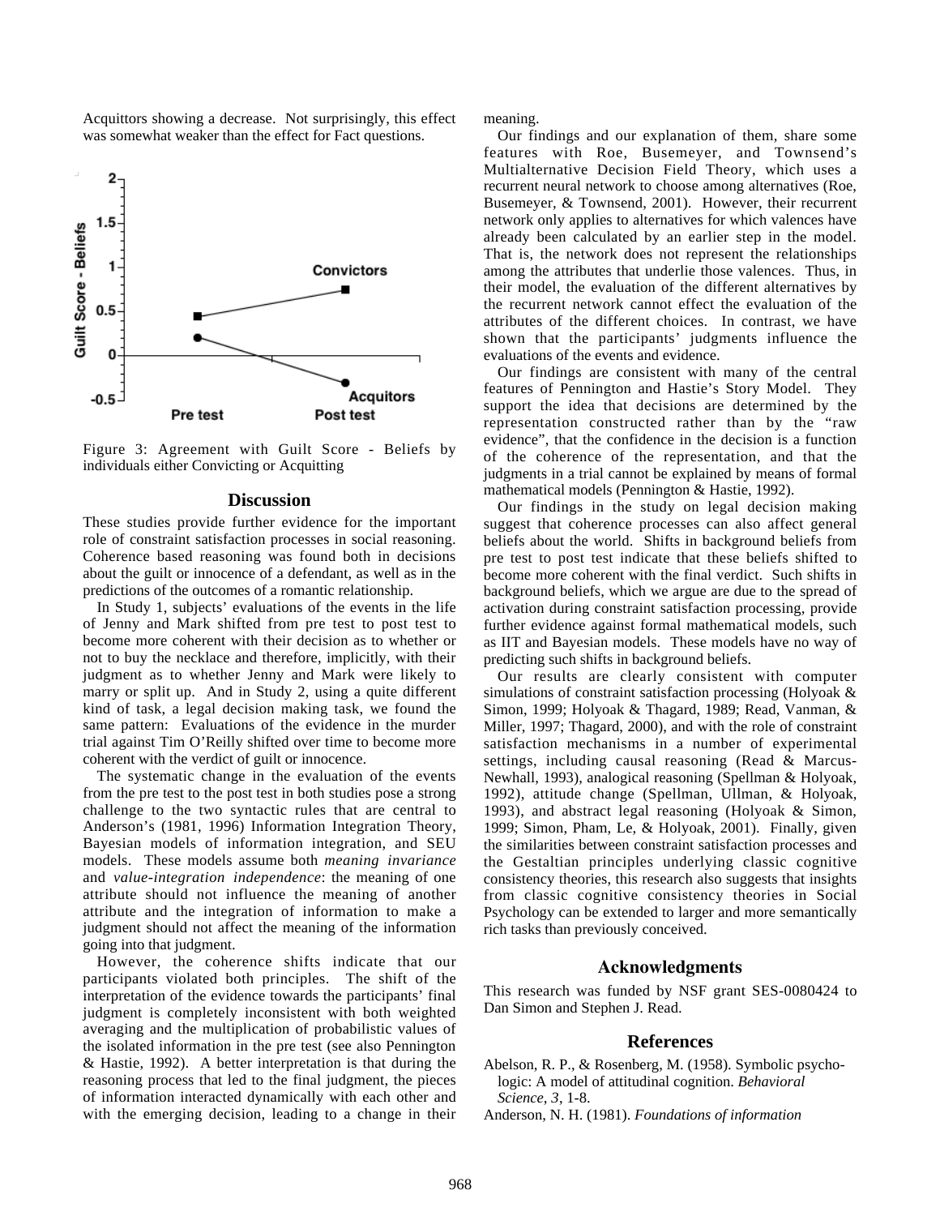Acquittors showing a decrease. Not surprisingly, this effect was somewhat weaker than the effect for Fact questions.

Figure 3: Agreement with Guilt Score - Beliefs by individuals either Convicting or Acquitting

## Discussion

These studies provide further evidence for the important role of constraint satisfaction processes in social reasoning. Coherence based reasoning was found both in decisions about the guilt or innocence of a defendant, as well as in the predictions of the outcomes of a romantic relationship.

In Study 1, subjects' evaluations of the events in the life of Jenny and Mark shifted from pre test to post test to become more coherent with their decision as to whether or not to buy the necklace and therefore, implicitly, with their judgment as to whether Jenny and Mark were likely to marry or split up. And in Study 2, using a quite different kind of task, a legal decision making task, we found the same pattern: Evaluations of the evidence in the murder trial against Tim O'Reilly shifted over time to become more coherent with the verdict of guilt or innocence.

The systematic change in the evaluation of the events from the pre test to the post test in both studies pose a strong challenge to the two syntactic rules that are central to Anderson's (1981, 1996) Information Integration Theory, Bayesian models of information integration, and SEU models. These models assume both *meaning invariance* and *value-integration independence*: the meaning of one attribute should not influence the meaning of another attribute and the integration of information to make a judgment should not affect the meaning of the information going into that judgment.

However, the coherence shifts indicate that our participants violated both principles. The shift of the interpretation of the evidence towards the participants' final judgment is completely inconsistent with both weighted averaging and the multiplication of probabilistic values of the isolated information in the pre test (see also Pennington & Hastie, 1992). A better interpretation is that during the reasoning process that led to the final judgment, the pieces of information interacted dynamically with each other and with the emerging decision, leading to a change in their meaning.

Our findings and our explanation of them, share some features with Roe, Busemeyer, and Townsend's Multialternative Decision Field Theory, which uses a recurrent neural network to choose among alternatives (Roe, Busemeyer, & Townsend, 2001). However, their recurrent network only applies to alternatives for which valences have already been calculated by an earlier step in the model. That is, the network does not represent the relationships among the attributes that underlie those valences. Thus, in their model, the evaluation of the different alternatives by the recurrent network cannot effect the evaluation of the attributes of the different choices. In contrast, we have shown that the participants' judgments influence the evaluations of the events and evidence.

Our findings are consistent with many of the central features of Pennington and Hastie's Story Model. They support the idea that decisions are determined by the representation constructed rather than by the "raw evidence", that the confidence in the decision is a function of the coherence of the representation, and that the judgments in a trial cannot be explained by means of formal mathematical models (Pennington & Hastie, 1992).

Our findings in the study on legal decision making suggest that coherence processes can also affect general beliefs about the world. Shifts in background beliefs from pre test to post test indicate that these beliefs shifted to become more coherent with the final verdict. Such shifts in background beliefs, which we argue are due to the spread of activation during constraint satisfaction processing, provide further evidence against formal mathematical models, such as IIT and Bayesian models. These models have no way of predicting such shifts in background beliefs.

Our results are clearly consistent with computer simulations of constraint satisfaction processing (Holyoak & Simon, 1999; Holyoak & Thagard, 1989; Read, Vanman, & Miller, 1997; Thagard, 2000), and with the role of constraint satisfaction mechanisms in a number of experimental settings, including causal reasoning (Read & Marcus-Newhall, 1993), analogical reasoning (Spellman & Holyoak, 1992), attitude change (Spellman, Ullman, & Holyoak, 1993), and abstract legal reasoning (Holyoak & Simon, 1999; Simon, Pham, Le, & Holyoak, 2001). Finally, given the similarities between constraint satisfaction processes and the Gestaltian principles underlying classic cognitive consistency theories, this research also suggests that insights from classic cognitive consistency theories in Social Psychology can be extended to larger and more semantically rich tasks than previously conceived.

## Acknowledgments

This research was funded by NSF grant SES-0080424 to Dan Simon and Stephen J. Read.

## References

Abelson, R. P., & Rosenberg, M. (1958). Symbolic psycho-logic: A model of attitudinal cognition. *Behavioral Science, 3*, 1-8.

Anderson, N. H. (1981). *Foundations of information*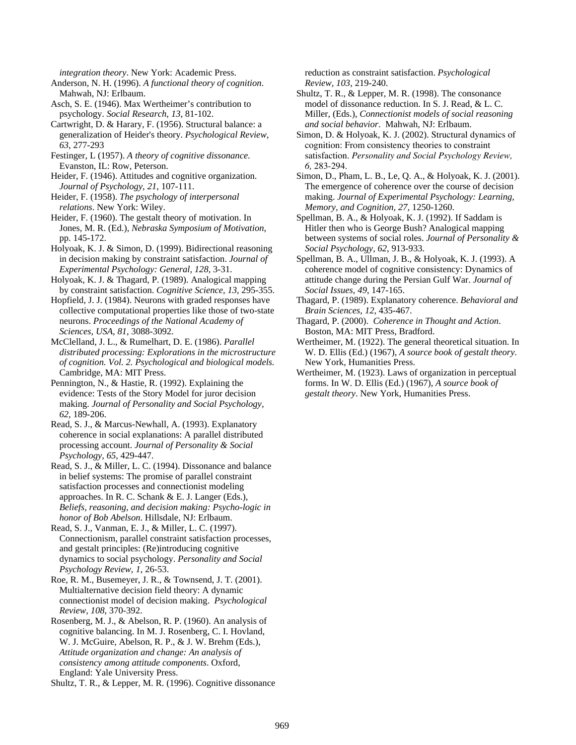*integration theory*. New York: Academic Press.

Anderson, N. H. (1996). *A functional theory of cognition*. Mahwah, NJ: Erlbaum.

Asch, S. E. (1946). Max Wertheimer's contribution to psychology. *Social Research*, *13*, 81-102.

Cartwright, D. & Harary, F. (1956). Structural balance: a generalization of Heider's theory. *Psychological Review, 63,* 277-293

Festinger, L (1957). *A theory of cognitive dissonance*. Evanston, IL: Row, Peterson.

Heider, F. (1946). Attitudes and cognitive organization. *Journal of Psychology*, *21*, 107-111.

Heider, F. (1958). *The psychology of interpersonal relations*. New York: Wiley.

Heider, F. (1960). The gestalt theory of motivation. In Jones, M. R. (Ed.), *Nebraska Symposium of Motivation*, pp. 145-172.

Holyoak, K. J. & Simon, D. (1999). Bidirectional reasoning in decision making by constraint satisfaction. *Journal of Experimental Psychology: General, 128,* 3-31.

Holyoak, K. J. & Thagard, P. (1989). Analogical mapping by constraint satisfaction. *Cognitive Science, 13*, 295-355.

Hopfield, J. J. (1984). Neurons with graded responses have collective computational properties like those of two-state neurons. *Proceedings of the National Academy of Sciences, USA, 81,* 3088-3092.

McClelland, J. L., & Rumelhart, D. E. (1986). *Parallel distributed processing: Explorations in the microstructure of cognition. Vol. 2. Psychological and biological models.* Cambridge, MA: MIT Press.

Pennington, N., & Hastie, R. (1992). Explaining the evidence: Tests of the Story Model for juror decision making. *Journal of Personality and Social Psychology, 62,* 189-206.

Read, S. J., & Marcus-Newhall, A. (1993). Explanatory coherence in social explanations: A parallel distributed processing account. *Journal of Personality & Social Psychology, 65*, 429-447.

Read, S. J., & Miller, L. C. (1994). Dissonance and balance in belief systems: The promise of parallel constraint satisfaction processes and connectionist modeling approaches. In R. C. Schank & E. J. Langer (Eds.), *Beliefs, reasoning, and decision making: Psycho-logic in honor of Bob Abelson*. Hillsdale, NJ: Erlbaum.

Read, S. J., Vanman, E. J., & Miller, L. C. (1997). Connectionism, parallel constraint satisfaction processes, and gestalt principles: (Re)introducing cognitive dynamics to social psychology. *Personality and Social Psychology Review*, *1*, 26-53.

Roe, R. M., Busemeyer, J. R., & Townsend, J. T. (2001). Multialternative decision field theory: A dynamic connectionist model of decision making. *Psychological Review, 108*, 370-392.

Rosenberg, M. J., & Abelson, R. P. (1960). An analysis of cognitive balancing. In M. J. Rosenberg, C. I. Hovland, W. J. McGuire, Abelson, R. P., & J. W. Brehm (Eds.), *Attitude organization and change: An analysis of consistency among attitude components*. Oxford, England: Yale University Press.

Shultz, T. R., & Lepper, M. R. (1996). Cognitive dissonance reduction as constraint satisfaction. *Psychological Review, 103*, 219-240.

Shultz, T. R., & Lepper, M. R. (1998). The consonance model of dissonance reduction. In S. J. Read, & L. C. Miller, (Eds.), *Connectionist models of social reasoning and social behavior*. Mahwah, NJ: Erlbaum.

Simon, D. & Holyoak, K. J. (2002). Structural dynamics of cognition: From consistency theories to constraint satisfaction. *Personality and Social Psychology Review, 6,* 283-294.

Simon, D., Pham, L. B., Le, Q. A., & Holyoak, K. J. (2001). The emergence of coherence over the course of decision making. *Journal of Experimental Psychology: Learning, Memory, and Cognition, 27*, 1250-1260.

Spellman, B. A., & Holyoak, K. J. (1992). If Saddam is Hitler then who is George Bush? Analogical mapping between systems of social roles. *Journal of Personality & Social Psychology, 62*, 913-933.

Spellman, B. A., Ullman, J. B., & Holyoak, K. J. (1993). A coherence model of cognitive consistency: Dynamics of attitude change during the Persian Gulf War. *Journal of Social Issues, 49*, 147-165.

Thagard, P. (1989). Explanatory coherence. *Behavioral and Brain Sciences, 12*, 435-467.

Thagard, P. (2000). *Coherence in Thought and Action*. Boston, MA: MIT Press, Bradford.

Wertheimer, M. (1922). The general theoretical situation. In W. D. Ellis (Ed.) (1967), *A source book of gestalt theory*. New York, Humanities Press.

Wertheimer, M. (1923). Laws of organization in perceptual forms. In W. D. Ellis (Ed.) (1967), *A source book of gestalt theory*. New York, Humanities Press.